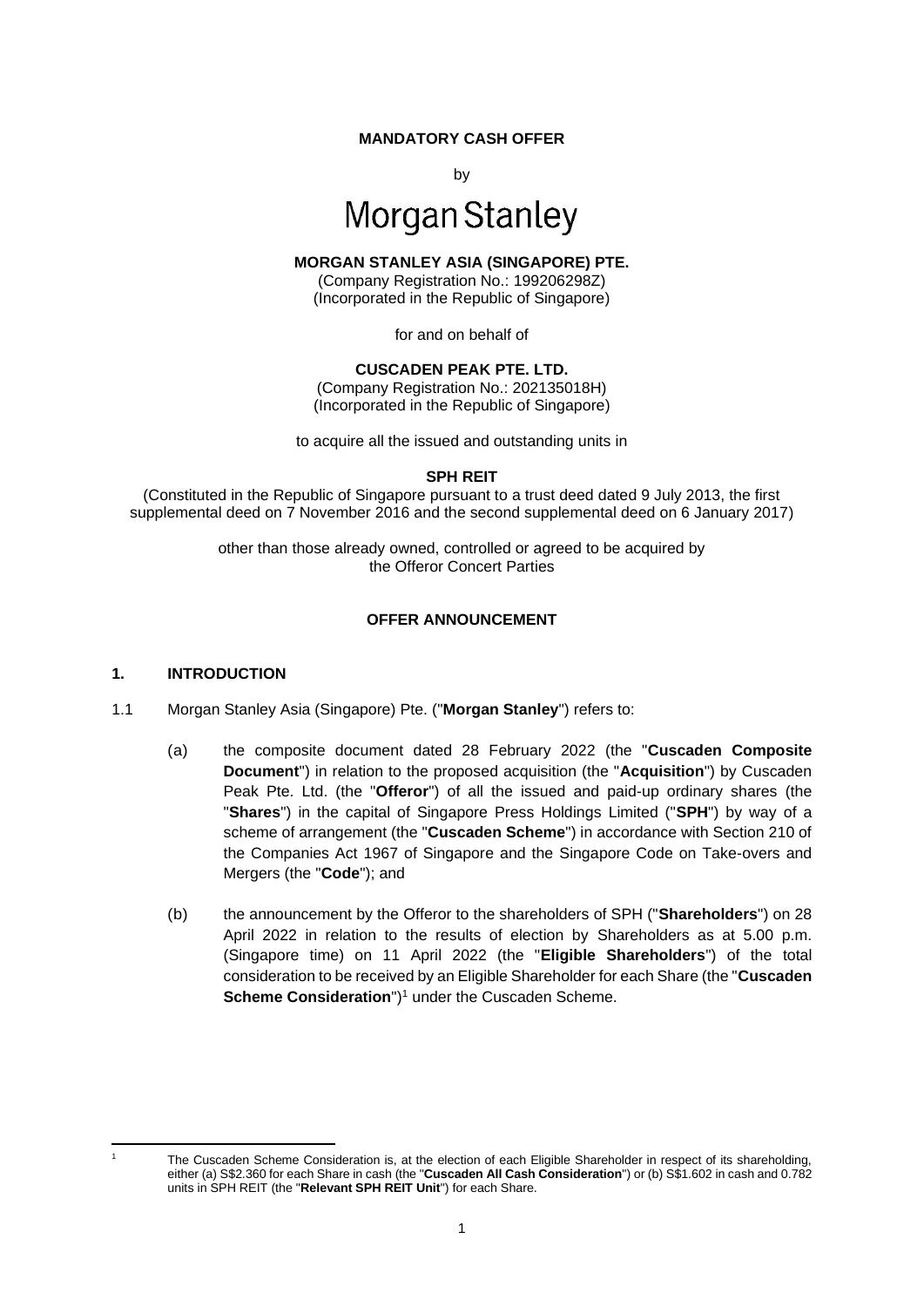**MANDATORY CASH OFFER**

by

Morgan Stanley

**MORGAN STANLEY ASIA (SINGAPORE) PTE.**

(Company Registration No.: 199206298Z)
(Incorporated in the Republic of Singapore)

for and on behalf of

**CUSCADEN PEAK PTE. LTD.**

(Company Registration No.: 202135018H)
(Incorporated in the Republic of Singapore)

to acquire all the issued and outstanding units in

**SPH REIT**

(Constituted in the Republic of Singapore pursuant to a trust deed dated 9 July 2013, the first supplemental deed on 7 November 2016 and the second supplemental deed on 6 January 2017)

other than those already owned, controlled or agreed to be acquired by the Offeror Concert Parties

**OFFER ANNOUNCEMENT**

## 1. INTRODUCTION

1.1 Morgan Stanley Asia (Singapore) Pte. ("**Morgan Stanley**") refers to:

(a) the composite document dated 28 February 2022 (the "**Cuscaden Composite Document**") in relation to the proposed acquisition (the "**Acquisition**") by Cuscaden Peak Pte. Ltd. (the "**Offeror**") of all the issued and paid-up ordinary shares (the "**Shares**") in the capital of Singapore Press Holdings Limited ("**SPH**") by way of a scheme of arrangement (the "**Cuscaden Scheme**") in accordance with Section 210 of the Companies Act 1967 of Singapore and the Singapore Code on Take-overs and Mergers (the "**Code**"); and

(b) the announcement by the Offeror to the shareholders of SPH ("**Shareholders**") on 28 April 2022 in relation to the results of election by Shareholders as at 5.00 p.m. (Singapore time) on 11 April 2022 (the "**Eligible Shareholders**") of the total consideration to be received by an Eligible Shareholder for each Share (the "**Cuscaden Scheme Consideration**")[1] under the Cuscaden Scheme.

---

[1] The Cuscaden Scheme Consideration is, at the election of each Eligible Shareholder in respect of its shareholding, either (a) S$2.360 for each Share in cash (the "**Cuscaden All Cash Consideration**") or (b) S$1.602 in cash and 0.782 units in SPH REIT (the "**Relevant SPH REIT Unit**") for each Share.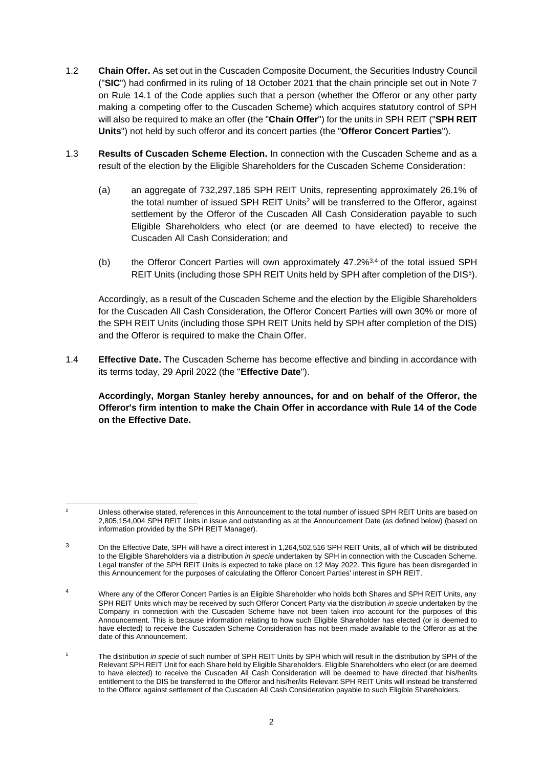1.2 **Chain Offer.** As set out in the Cuscaden Composite Document, the Securities Industry Council ("**SIC**") had confirmed in its ruling of 18 October 2021 that the chain principle set out in Note 7 on Rule 14.1 of the Code applies such that a person (whether the Offeror or any other party making a competing offer to the Cuscaden Scheme) which acquires statutory control of SPH will also be required to make an offer (the "**Chain Offer**") for the units in SPH REIT ("**SPH REIT Units**") not held by such offeror and its concert parties (the "**Offeror Concert Parties**").

1.3 **Results of Cuscaden Scheme Election.** In connection with the Cuscaden Scheme and as a result of the election by the Eligible Shareholders for the Cuscaden Scheme Consideration:

(a) an aggregate of 732,297,185 SPH REIT Units, representing approximately 26.1% of the total number of issued SPH REIT Units[2] will be transferred to the Offeror, against settlement by the Offeror of the Cuscaden All Cash Consideration payable to such Eligible Shareholders who elect (or are deemed to have elected) to receive the Cuscaden All Cash Consideration; and

(b) the Offeror Concert Parties will own approximately 47.2%[3,4] of the total issued SPH REIT Units (including those SPH REIT Units held by SPH after completion of the DIS[5]).

Accordingly, as a result of the Cuscaden Scheme and the election by the Eligible Shareholders for the Cuscaden All Cash Consideration, the Offeror Concert Parties will own 30% or more of the SPH REIT Units (including those SPH REIT Units held by SPH after completion of the DIS) and the Offeror is required to make the Chain Offer.

1.4 **Effective Date.** The Cuscaden Scheme has become effective and binding in accordance with its terms today, 29 April 2022 (the "**Effective Date**").

**Accordingly, Morgan Stanley hereby announces, for and on behalf of the Offeror, the Offeror's firm intention to make the Chain Offer in accordance with Rule 14 of the Code on the Effective Date.**

---

[2] Unless otherwise stated, references in this Announcement to the total number of issued SPH REIT Units are based on 2,805,154,004 SPH REIT Units in issue and outstanding as at the Announcement Date (as defined below) (based on information provided by the SPH REIT Manager).

[3] On the Effective Date, SPH will have a direct interest in 1,264,502,516 SPH REIT Units, all of which will be distributed to the Eligible Shareholders via a distribution *in specie* undertaken by SPH in connection with the Cuscaden Scheme. Legal transfer of the SPH REIT Units is expected to take place on 12 May 2022. This figure has been disregarded in this Announcement for the purposes of calculating the Offeror Concert Parties' interest in SPH REIT.

[4] Where any of the Offeror Concert Parties is an Eligible Shareholder who holds both Shares and SPH REIT Units, any SPH REIT Units which may be received by such Offeror Concert Party via the distribution *in specie* undertaken by the Company in connection with the Cuscaden Scheme have not been taken into account for the purposes of this Announcement. This is because information relating to how such Eligible Shareholder has elected (or is deemed to have elected) to receive the Cuscaden Scheme Consideration has not been made available to the Offeror as at the date of this Announcement.

[5] The distribution *in specie* of such number of SPH REIT Units by SPH which will result in the distribution by SPH of the Relevant SPH REIT Unit for each Share held by Eligible Shareholders. Eligible Shareholders who elect (or are deemed to have elected) to receive the Cuscaden All Cash Consideration will be deemed to have directed that his/her/its entitlement to the DIS be transferred to the Offeror and his/her/its Relevant SPH REIT Units will instead be transferred to the Offeror against settlement of the Cuscaden All Cash Consideration payable to such Eligible Shareholders.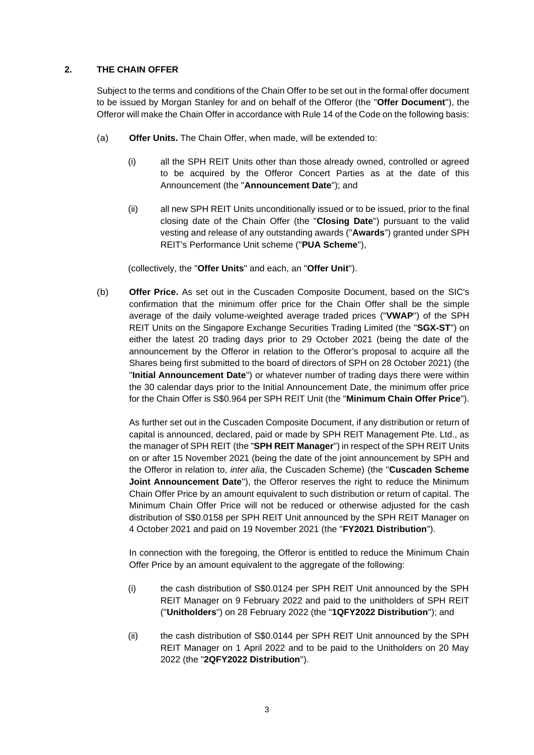## 2. THE CHAIN OFFER

Subject to the terms and conditions of the Chain Offer to be set out in the formal offer document to be issued by Morgan Stanley for and on behalf of the Offeror (the "**Offer Document**"), the Offeror will make the Chain Offer in accordance with Rule 14 of the Code on the following basis:

(a) **Offer Units.** The Chain Offer, when made, will be extended to:

   (i) all the SPH REIT Units other than those already owned, controlled or agreed to be acquired by the Offeror Concert Parties as at the date of this Announcement (the "**Announcement Date**"); and

   (ii) all new SPH REIT Units unconditionally issued or to be issued, prior to the final closing date of the Chain Offer (the "**Closing Date**") pursuant to the valid vesting and release of any outstanding awards ("**Awards**") granted under SPH REIT's Performance Unit scheme ("**PUA Scheme**"),

   (collectively, the "**Offer Units**" and each, an "**Offer Unit**").

(b) **Offer Price.** As set out in the Cuscaden Composite Document, based on the SIC's confirmation that the minimum offer price for the Chain Offer shall be the simple average of the daily volume-weighted average traded prices ("**VWAP**") of the SPH REIT Units on the Singapore Exchange Securities Trading Limited (the "**SGX-ST**") on either the latest 20 trading days prior to 29 October 2021 (being the date of the announcement by the Offeror in relation to the Offeror's proposal to acquire all the Shares being first submitted to the board of directors of SPH on 28 October 2021) (the "**Initial Announcement Date**") or whatever number of trading days there were within the 30 calendar days prior to the Initial Announcement Date, the minimum offer price for the Chain Offer is S$0.964 per SPH REIT Unit (the "**Minimum Chain Offer Price**").

   As further set out in the Cuscaden Composite Document, if any distribution or return of capital is announced, declared, paid or made by SPH REIT Management Pte. Ltd., as the manager of SPH REIT (the "**SPH REIT Manager**") in respect of the SPH REIT Units on or after 15 November 2021 (being the date of the joint announcement by SPH and the Offeror in relation to, *inter alia*, the Cuscaden Scheme) (the "**Cuscaden Scheme Joint Announcement Date**"), the Offeror reserves the right to reduce the Minimum Chain Offer Price by an amount equivalent to such distribution or return of capital. The Minimum Chain Offer Price will not be reduced or otherwise adjusted for the cash distribution of S$0.0158 per SPH REIT Unit announced by the SPH REIT Manager on 4 October 2021 and paid on 19 November 2021 (the "**FY2021 Distribution**").

   In connection with the foregoing, the Offeror is entitled to reduce the Minimum Chain Offer Price by an amount equivalent to the aggregate of the following:

   (i) the cash distribution of S$0.0124 per SPH REIT Unit announced by the SPH REIT Manager on 9 February 2022 and paid to the unitholders of SPH REIT ("**Unitholders**") on 28 February 2022 (the "**1QFY2022 Distribution**"); and

   (ii) the cash distribution of S$0.0144 per SPH REIT Unit announced by the SPH REIT Manager on 1 April 2022 and to be paid to the Unitholders on 20 May 2022 (the "**2QFY2022 Distribution**").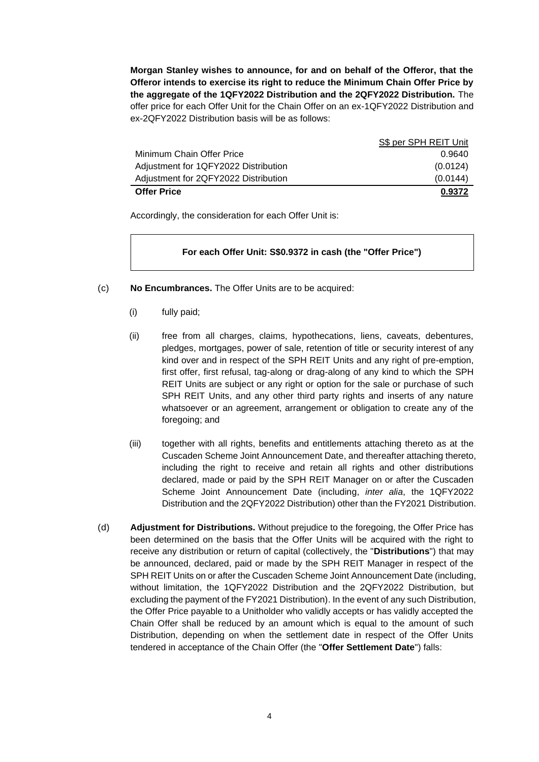**Morgan Stanley wishes to announce, for and on behalf of the Offeror, that the Offeror intends to exercise its right to reduce the Minimum Chain Offer Price by the aggregate of the 1QFY2022 Distribution and the 2QFY2022 Distribution.** The offer price for each Offer Unit for the Chain Offer on an ex-1QFY2022 Distribution and ex-2QFY2022 Distribution basis will be as follows:

| | S$ per SPH REIT Unit |
|---|---|
| Minimum Chain Offer Price | 0.9640 |
| Adjustment for 1QFY2022 Distribution | (0.0124) |
| Adjustment for 2QFY2022 Distribution | (0.0144) |
| **Offer Price** | **0.9372** |

Accordingly, the consideration for each Offer Unit is:

**For each Offer Unit: S$0.9372 in cash (the "Offer Price")**

(c) **No Encumbrances.** The Offer Units are to be acquired:

(i) fully paid;

(ii) free from all charges, claims, hypothecations, liens, caveats, debentures, pledges, mortgages, power of sale, retention of title or security interest of any kind over and in respect of the SPH REIT Units and any right of pre-emption, first offer, first refusal, tag-along or drag-along of any kind to which the SPH REIT Units are subject or any right or option for the sale or purchase of such SPH REIT Units, and any other third party rights and inserts of any nature whatsoever or an agreement, arrangement or obligation to create any of the foregoing; and

(iii) together with all rights, benefits and entitlements attaching thereto as at the Cuscaden Scheme Joint Announcement Date, and thereafter attaching thereto, including the right to receive and retain all rights and other distributions declared, made or paid by the SPH REIT Manager on or after the Cuscaden Scheme Joint Announcement Date (including, *inter alia*, the 1QFY2022 Distribution and the 2QFY2022 Distribution) other than the FY2021 Distribution.

(d) **Adjustment for Distributions.** Without prejudice to the foregoing, the Offer Price has been determined on the basis that the Offer Units will be acquired with the right to receive any distribution or return of capital (collectively, the "**Distributions**") that may be announced, declared, paid or made by the SPH REIT Manager in respect of the SPH REIT Units on or after the Cuscaden Scheme Joint Announcement Date (including, without limitation, the 1QFY2022 Distribution and the 2QFY2022 Distribution, but excluding the payment of the FY2021 Distribution). In the event of any such Distribution, the Offer Price payable to a Unitholder who validly accepts or has validly accepted the Chain Offer shall be reduced by an amount which is equal to the amount of such Distribution, depending on when the settlement date in respect of the Offer Units tendered in acceptance of the Chain Offer (the "**Offer Settlement Date**") falls: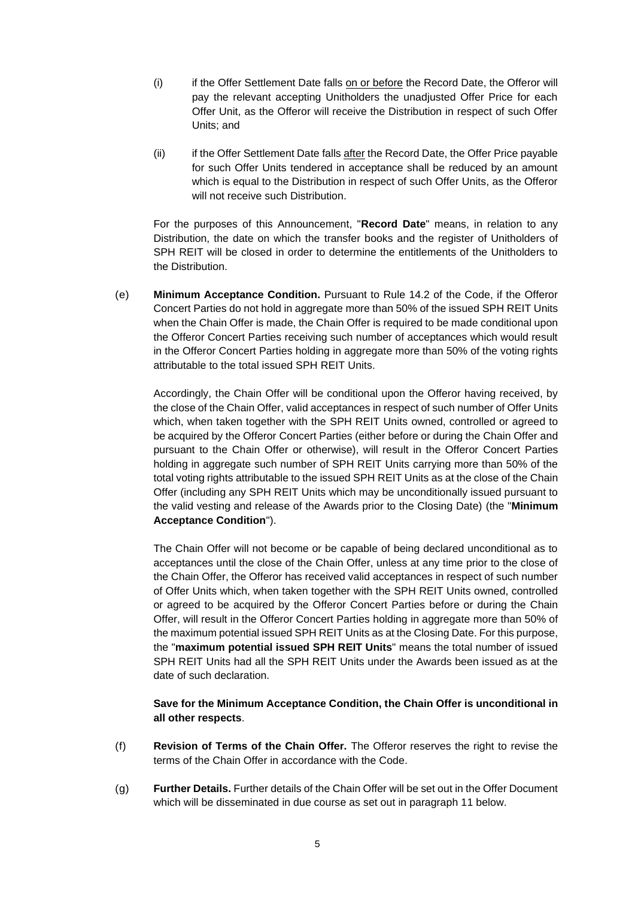(i) if the Offer Settlement Date falls on or before the Record Date, the Offeror will pay the relevant accepting Unitholders the unadjusted Offer Price for each Offer Unit, as the Offeror will receive the Distribution in respect of such Offer Units; and

(ii) if the Offer Settlement Date falls after the Record Date, the Offer Price payable for such Offer Units tendered in acceptance shall be reduced by an amount which is equal to the Distribution in respect of such Offer Units, as the Offeror will not receive such Distribution.

For the purposes of this Announcement, "**Record Date**" means, in relation to any Distribution, the date on which the transfer books and the register of Unitholders of SPH REIT will be closed in order to determine the entitlements of the Unitholders to the Distribution.

(e) **Minimum Acceptance Condition.** Pursuant to Rule 14.2 of the Code, if the Offeror Concert Parties do not hold in aggregate more than 50% of the issued SPH REIT Units when the Chain Offer is made, the Chain Offer is required to be made conditional upon the Offeror Concert Parties receiving such number of acceptances which would result in the Offeror Concert Parties holding in aggregate more than 50% of the voting rights attributable to the total issued SPH REIT Units.

Accordingly, the Chain Offer will be conditional upon the Offeror having received, by the close of the Chain Offer, valid acceptances in respect of such number of Offer Units which, when taken together with the SPH REIT Units owned, controlled or agreed to be acquired by the Offeror Concert Parties (either before or during the Chain Offer and pursuant to the Chain Offer or otherwise), will result in the Offeror Concert Parties holding in aggregate such number of SPH REIT Units carrying more than 50% of the total voting rights attributable to the issued SPH REIT Units as at the close of the Chain Offer (including any SPH REIT Units which may be unconditionally issued pursuant to the valid vesting and release of the Awards prior to the Closing Date) (the "**Minimum Acceptance Condition**").

The Chain Offer will not become or be capable of being declared unconditional as to acceptances until the close of the Chain Offer, unless at any time prior to the close of the Chain Offer, the Offeror has received valid acceptances in respect of such number of Offer Units which, when taken together with the SPH REIT Units owned, controlled or agreed to be acquired by the Offeror Concert Parties before or during the Chain Offer, will result in the Offeror Concert Parties holding in aggregate more than 50% of the maximum potential issued SPH REIT Units as at the Closing Date. For this purpose, the "**maximum potential issued SPH REIT Units**" means the total number of issued SPH REIT Units had all the SPH REIT Units under the Awards been issued as at the date of such declaration.

**Save for the Minimum Acceptance Condition, the Chain Offer is unconditional in all other respects**.

(f) **Revision of Terms of the Chain Offer.** The Offeror reserves the right to revise the terms of the Chain Offer in accordance with the Code.

(g) **Further Details.** Further details of the Chain Offer will be set out in the Offer Document which will be disseminated in due course as set out in paragraph 11 below.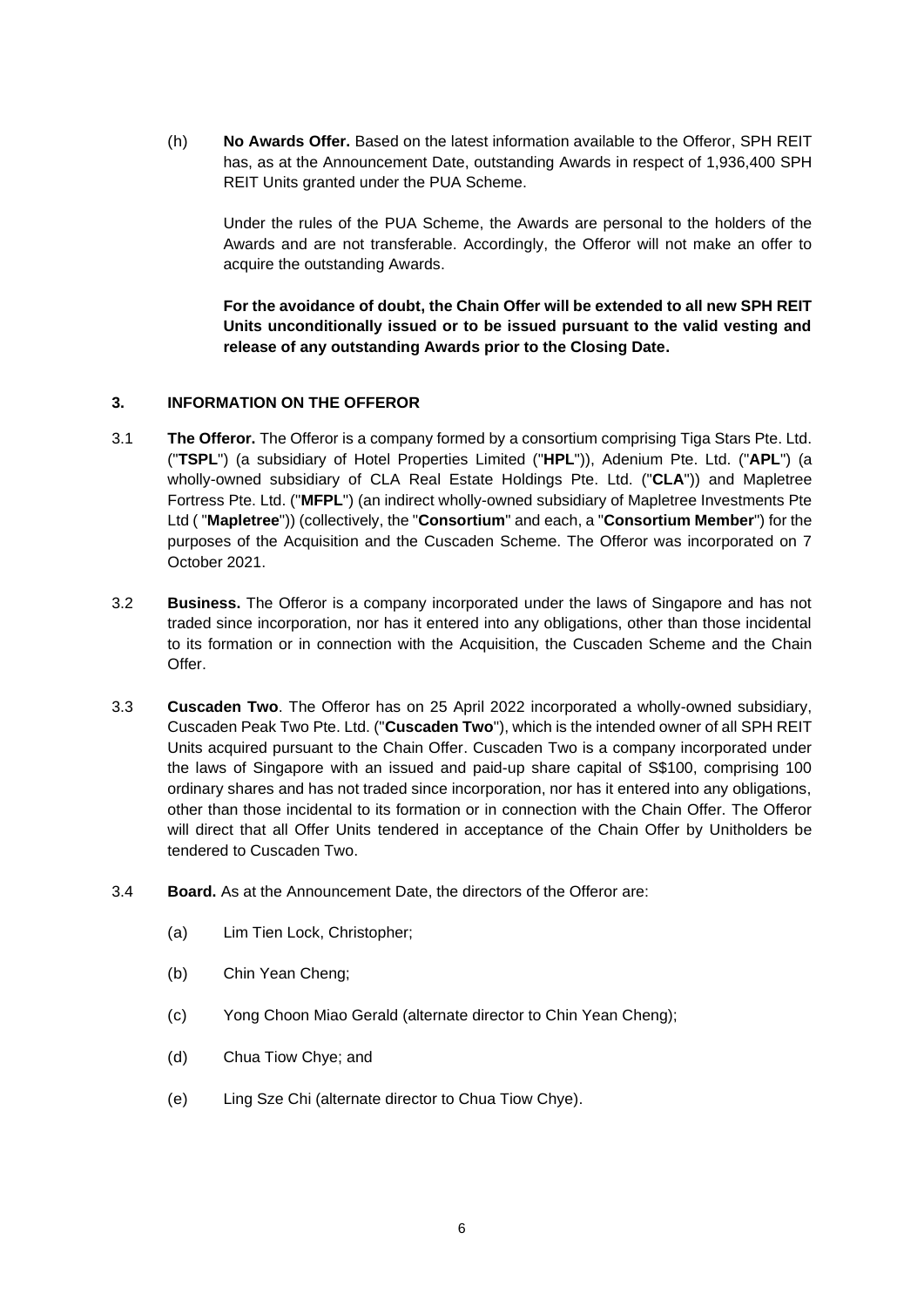(h) **No Awards Offer.** Based on the latest information available to the Offeror, SPH REIT has, as at the Announcement Date, outstanding Awards in respect of 1,936,400 SPH REIT Units granted under the PUA Scheme.

Under the rules of the PUA Scheme, the Awards are personal to the holders of the Awards and are not transferable. Accordingly, the Offeror will not make an offer to acquire the outstanding Awards.

**For the avoidance of doubt, the Chain Offer will be extended to all new SPH REIT Units unconditionally issued or to be issued pursuant to the valid vesting and release of any outstanding Awards prior to the Closing Date.**

## 3. INFORMATION ON THE OFFEROR

3.1 **The Offeror.** The Offeror is a company formed by a consortium comprising Tiga Stars Pte. Ltd. ("**TSPL**") (a subsidiary of Hotel Properties Limited ("**HPL**")), Adenium Pte. Ltd. ("**APL**") (a wholly-owned subsidiary of CLA Real Estate Holdings Pte. Ltd. ("**CLA**")) and Mapletree Fortress Pte. Ltd. ("**MFPL**") (an indirect wholly-owned subsidiary of Mapletree Investments Pte Ltd ( "**Mapletree**")) (collectively, the "**Consortium**" and each, a "**Consortium Member**") for the purposes of the Acquisition and the Cuscaden Scheme. The Offeror was incorporated on 7 October 2021.

3.2 **Business.** The Offeror is a company incorporated under the laws of Singapore and has not traded since incorporation, nor has it entered into any obligations, other than those incidental to its formation or in connection with the Acquisition, the Cuscaden Scheme and the Chain Offer.

3.3 **Cuscaden Two**. The Offeror has on 25 April 2022 incorporated a wholly-owned subsidiary, Cuscaden Peak Two Pte. Ltd. ("**Cuscaden Two**"), which is the intended owner of all SPH REIT Units acquired pursuant to the Chain Offer. Cuscaden Two is a company incorporated under the laws of Singapore with an issued and paid-up share capital of S$100, comprising 100 ordinary shares and has not traded since incorporation, nor has it entered into any obligations, other than those incidental to its formation or in connection with the Chain Offer. The Offeror will direct that all Offer Units tendered in acceptance of the Chain Offer by Unitholders be tendered to Cuscaden Two.

3.4 **Board.** As at the Announcement Date, the directors of the Offeror are:

(a) Lim Tien Lock, Christopher;

(b) Chin Yean Cheng;

(c) Yong Choon Miao Gerald (alternate director to Chin Yean Cheng);

(d) Chua Tiow Chye; and

(e) Ling Sze Chi (alternate director to Chua Tiow Chye).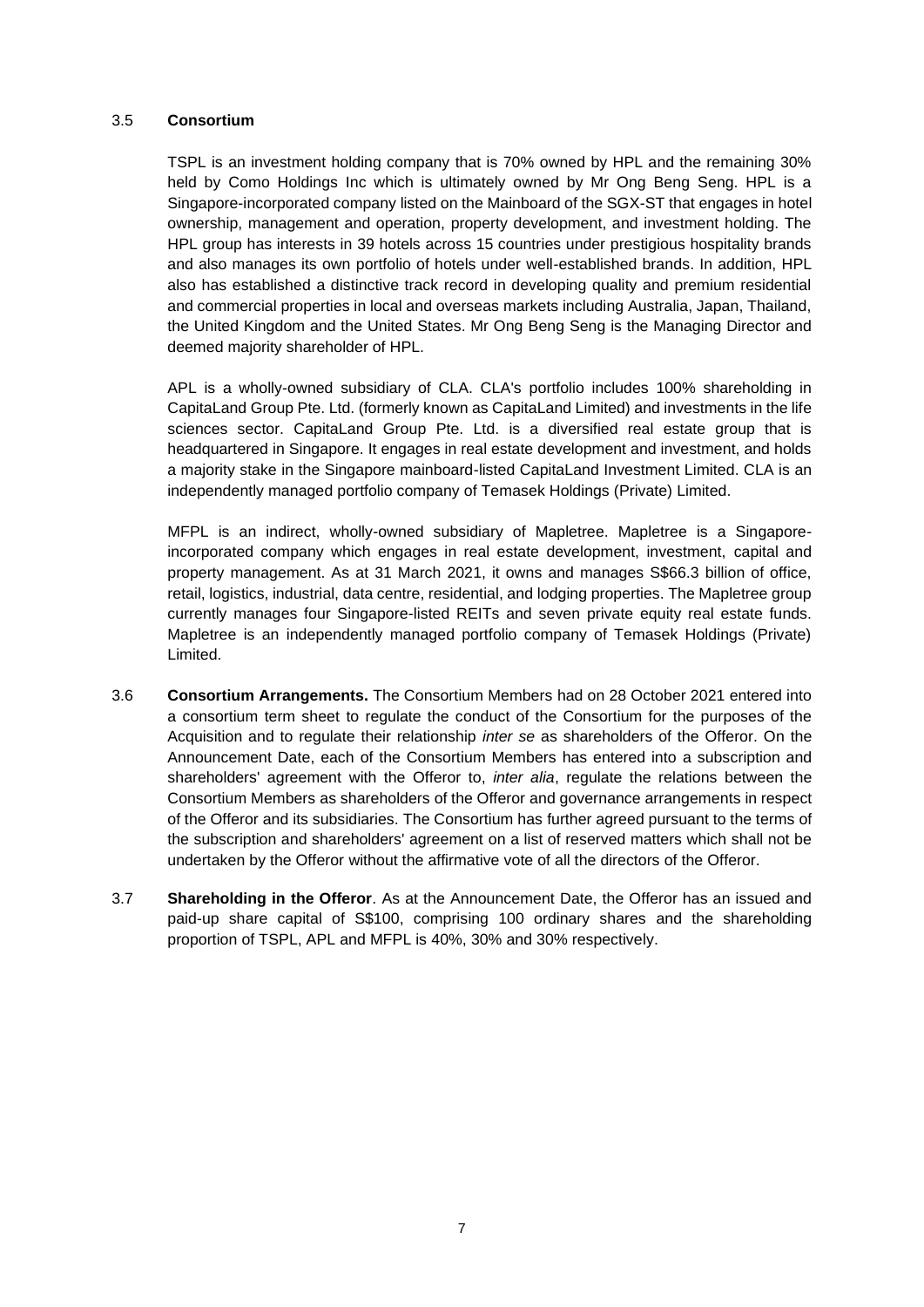3.5 **Consortium**

TSPL is an investment holding company that is 70% owned by HPL and the remaining 30% held by Como Holdings Inc which is ultimately owned by Mr Ong Beng Seng. HPL is a Singapore-incorporated company listed on the Mainboard of the SGX-ST that engages in hotel ownership, management and operation, property development, and investment holding. The HPL group has interests in 39 hotels across 15 countries under prestigious hospitality brands and also manages its own portfolio of hotels under well-established brands. In addition, HPL also has established a distinctive track record in developing quality and premium residential and commercial properties in local and overseas markets including Australia, Japan, Thailand, the United Kingdom and the United States. Mr Ong Beng Seng is the Managing Director and deemed majority shareholder of HPL.

APL is a wholly-owned subsidiary of CLA. CLA's portfolio includes 100% shareholding in CapitaLand Group Pte. Ltd. (formerly known as CapitaLand Limited) and investments in the life sciences sector. CapitaLand Group Pte. Ltd. is a diversified real estate group that is headquartered in Singapore. It engages in real estate development and investment, and holds a majority stake in the Singapore mainboard-listed CapitaLand Investment Limited. CLA is an independently managed portfolio company of Temasek Holdings (Private) Limited.

MFPL is an indirect, wholly-owned subsidiary of Mapletree. Mapletree is a Singapore-incorporated company which engages in real estate development, investment, capital and property management. As at 31 March 2021, it owns and manages S$66.3 billion of office, retail, logistics, industrial, data centre, residential, and lodging properties. The Mapletree group currently manages four Singapore-listed REITs and seven private equity real estate funds. Mapletree is an independently managed portfolio company of Temasek Holdings (Private) Limited.

3.6 **Consortium Arrangements.** The Consortium Members had on 28 October 2021 entered into a consortium term sheet to regulate the conduct of the Consortium for the purposes of the Acquisition and to regulate their relationship *inter se* as shareholders of the Offeror. On the Announcement Date, each of the Consortium Members has entered into a subscription and shareholders' agreement with the Offeror to, *inter alia*, regulate the relations between the Consortium Members as shareholders of the Offeror and governance arrangements in respect of the Offeror and its subsidiaries. The Consortium has further agreed pursuant to the terms of the subscription and shareholders' agreement on a list of reserved matters which shall not be undertaken by the Offeror without the affirmative vote of all the directors of the Offeror.

3.7 **Shareholding in the Offeror**. As at the Announcement Date, the Offeror has an issued and paid-up share capital of S$100, comprising 100 ordinary shares and the shareholding proportion of TSPL, APL and MFPL is 40%, 30% and 30% respectively.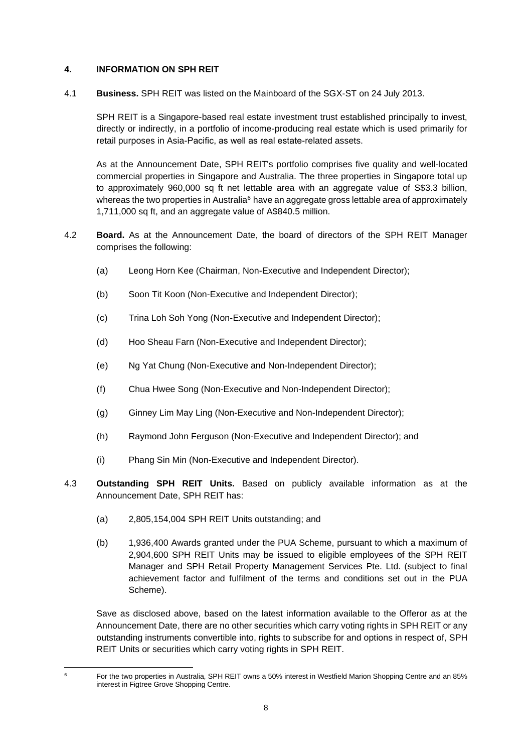## 4. INFORMATION ON SPH REIT

4.1 **Business.** SPH REIT was listed on the Mainboard of the SGX-ST on 24 July 2013.

SPH REIT is a Singapore-based real estate investment trust established principally to invest, directly or indirectly, in a portfolio of income-producing real estate which is used primarily for retail purposes in Asia-Pacific, as well as real estate-related assets.

As at the Announcement Date, SPH REIT's portfolio comprises five quality and well-located commercial properties in Singapore and Australia. The three properties in Singapore total up to approximately 960,000 sq ft net lettable area with an aggregate value of S$3.3 billion, whereas the two properties in Australia[6] have an aggregate gross lettable area of approximately 1,711,000 sq ft, and an aggregate value of A$840.5 million.

4.2 **Board.** As at the Announcement Date, the board of directors of the SPH REIT Manager comprises the following:

(a) Leong Horn Kee (Chairman, Non-Executive and Independent Director);

(b) Soon Tit Koon (Non-Executive and Independent Director);

(c) Trina Loh Soh Yong (Non-Executive and Independent Director);

(d) Hoo Sheau Farn (Non-Executive and Independent Director);

(e) Ng Yat Chung (Non-Executive and Non-Independent Director);

(f) Chua Hwee Song (Non-Executive and Non-Independent Director);

(g) Ginney Lim May Ling (Non-Executive and Non-Independent Director);

(h) Raymond John Ferguson (Non-Executive and Independent Director); and

(i) Phang Sin Min (Non-Executive and Independent Director).

4.3 **Outstanding SPH REIT Units.** Based on publicly available information as at the Announcement Date, SPH REIT has:

(a) 2,805,154,004 SPH REIT Units outstanding; and

(b) 1,936,400 Awards granted under the PUA Scheme, pursuant to which a maximum of 2,904,600 SPH REIT Units may be issued to eligible employees of the SPH REIT Manager and SPH Retail Property Management Services Pte. Ltd. (subject to final achievement factor and fulfilment of the terms and conditions set out in the PUA Scheme).

Save as disclosed above, based on the latest information available to the Offeror as at the Announcement Date, there are no other securities which carry voting rights in SPH REIT or any outstanding instruments convertible into, rights to subscribe for and options in respect of, SPH REIT Units or securities which carry voting rights in SPH REIT.

---

[6] For the two properties in Australia, SPH REIT owns a 50% interest in Westfield Marion Shopping Centre and an 85% interest in Figtree Grove Shopping Centre.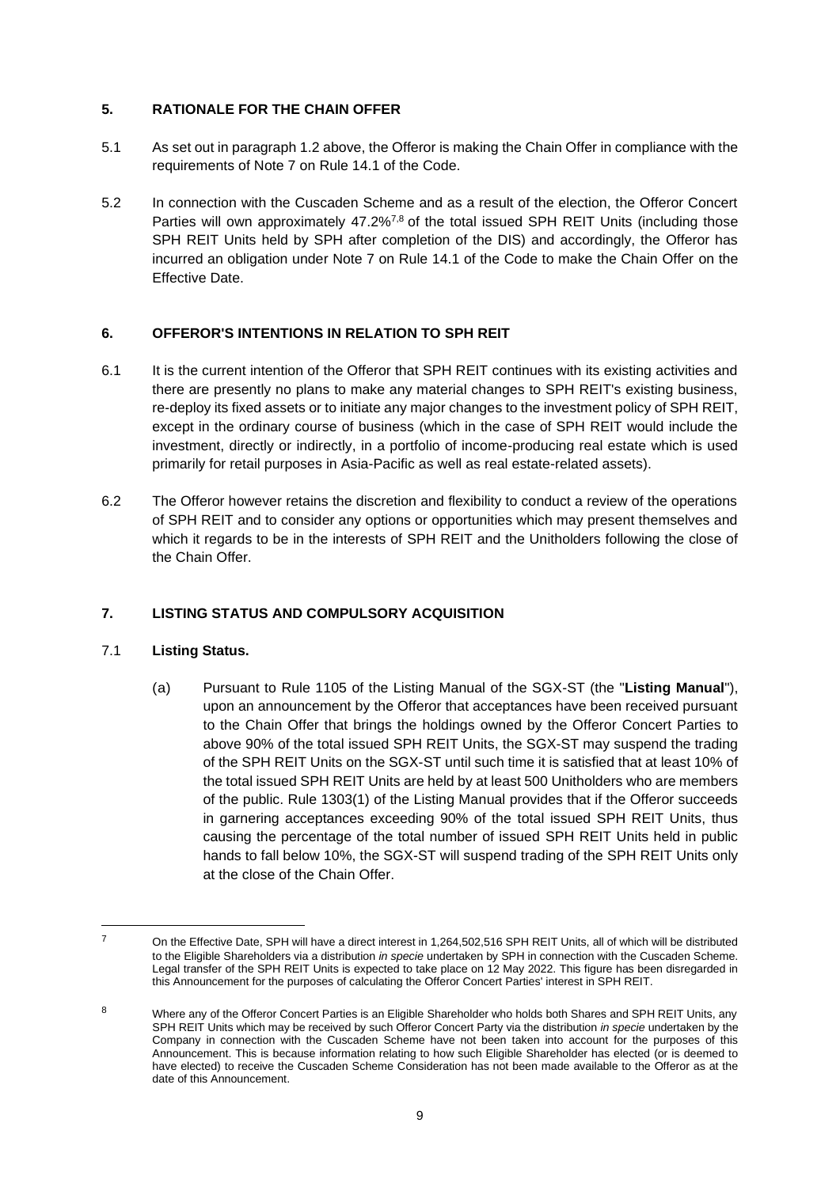## 5. RATIONALE FOR THE CHAIN OFFER

5.1 As set out in paragraph 1.2 above, the Offeror is making the Chain Offer in compliance with the requirements of Note 7 on Rule 14.1 of the Code.

5.2 In connection with the Cuscaden Scheme and as a result of the election, the Offeror Concert Parties will own approximately 47.2%[7,8] of the total issued SPH REIT Units (including those SPH REIT Units held by SPH after completion of the DIS) and accordingly, the Offeror has incurred an obligation under Note 7 on Rule 14.1 of the Code to make the Chain Offer on the Effective Date.

## 6. OFFEROR'S INTENTIONS IN RELATION TO SPH REIT

6.1 It is the current intention of the Offeror that SPH REIT continues with its existing activities and there are presently no plans to make any material changes to SPH REIT's existing business, re-deploy its fixed assets or to initiate any major changes to the investment policy of SPH REIT, except in the ordinary course of business (which in the case of SPH REIT would include the investment, directly or indirectly, in a portfolio of income-producing real estate which is used primarily for retail purposes in Asia-Pacific as well as real estate-related assets).

6.2 The Offeror however retains the discretion and flexibility to conduct a review of the operations of SPH REIT and to consider any options or opportunities which may present themselves and which it regards to be in the interests of SPH REIT and the Unitholders following the close of the Chain Offer.

## 7. LISTING STATUS AND COMPULSORY ACQUISITION

### 7.1 Listing Status.

(a) Pursuant to Rule 1105 of the Listing Manual of the SGX-ST (the "**Listing Manual**"), upon an announcement by the Offeror that acceptances have been received pursuant to the Chain Offer that brings the holdings owned by the Offeror Concert Parties to above 90% of the total issued SPH REIT Units, the SGX-ST may suspend the trading of the SPH REIT Units on the SGX-ST until such time it is satisfied that at least 10% of the total issued SPH REIT Units are held by at least 500 Unitholders who are members of the public. Rule 1303(1) of the Listing Manual provides that if the Offeror succeeds in garnering acceptances exceeding 90% of the total issued SPH REIT Units, thus causing the percentage of the total number of issued SPH REIT Units held in public hands to fall below 10%, the SGX-ST will suspend trading of the SPH REIT Units only at the close of the Chain Offer.

---

[7] On the Effective Date, SPH will have a direct interest in 1,264,502,516 SPH REIT Units, all of which will be distributed to the Eligible Shareholders via a distribution *in specie* undertaken by SPH in connection with the Cuscaden Scheme. Legal transfer of the SPH REIT Units is expected to take place on 12 May 2022. This figure has been disregarded in this Announcement for the purposes of calculating the Offeror Concert Parties' interest in SPH REIT.

[8] Where any of the Offeror Concert Parties is an Eligible Shareholder who holds both Shares and SPH REIT Units, any SPH REIT Units which may be received by such Offeror Concert Party via the distribution *in specie* undertaken by the Company in connection with the Cuscaden Scheme have not been taken into account for the purposes of this Announcement. This is because information relating to how such Eligible Shareholder has elected (or is deemed to have elected) to receive the Cuscaden Scheme Consideration has not been made available to the Offeror as at the date of this Announcement.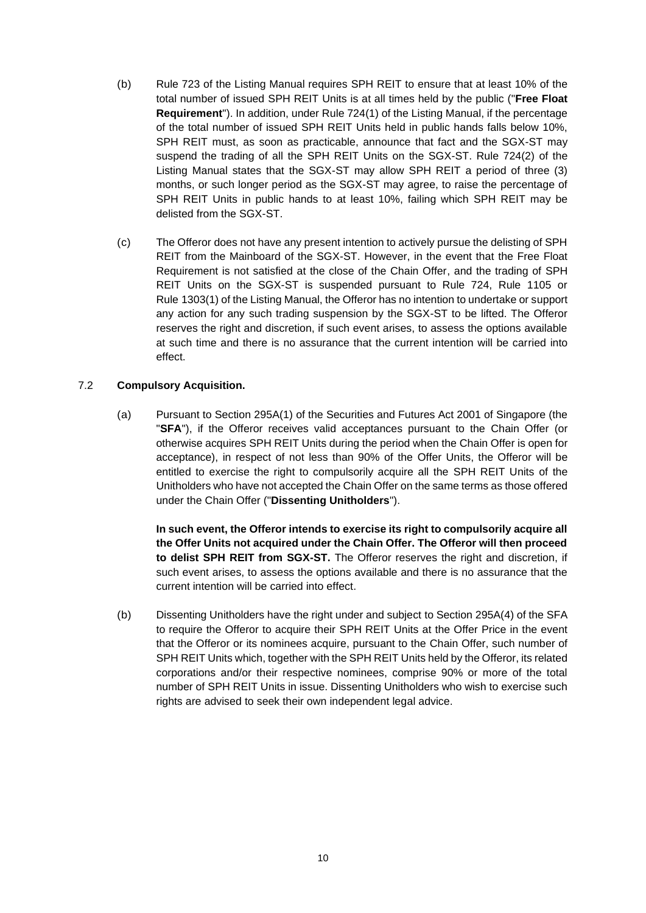(b) Rule 723 of the Listing Manual requires SPH REIT to ensure that at least 10% of the total number of issued SPH REIT Units is at all times held by the public ("**Free Float Requirement**"). In addition, under Rule 724(1) of the Listing Manual, if the percentage of the total number of issued SPH REIT Units held in public hands falls below 10%, SPH REIT must, as soon as practicable, announce that fact and the SGX-ST may suspend the trading of all the SPH REIT Units on the SGX-ST. Rule 724(2) of the Listing Manual states that the SGX-ST may allow SPH REIT a period of three (3) months, or such longer period as the SGX-ST may agree, to raise the percentage of SPH REIT Units in public hands to at least 10%, failing which SPH REIT may be delisted from the SGX-ST.

(c) The Offeror does not have any present intention to actively pursue the delisting of SPH REIT from the Mainboard of the SGX-ST. However, in the event that the Free Float Requirement is not satisfied at the close of the Chain Offer, and the trading of SPH REIT Units on the SGX-ST is suspended pursuant to Rule 724, Rule 1105 or Rule 1303(1) of the Listing Manual, the Offeror has no intention to undertake or support any action for any such trading suspension by the SGX-ST to be lifted. The Offeror reserves the right and discretion, if such event arises, to assess the options available at such time and there is no assurance that the current intention will be carried into effect.

7.2 **Compulsory Acquisition.**

(a) Pursuant to Section 295A(1) of the Securities and Futures Act 2001 of Singapore (the "**SFA**"), if the Offeror receives valid acceptances pursuant to the Chain Offer (or otherwise acquires SPH REIT Units during the period when the Chain Offer is open for acceptance), in respect of not less than 90% of the Offer Units, the Offeror will be entitled to exercise the right to compulsorily acquire all the SPH REIT Units of the Unitholders who have not accepted the Chain Offer on the same terms as those offered under the Chain Offer ("**Dissenting Unitholders**").

**In such event, the Offeror intends to exercise its right to compulsorily acquire all the Offer Units not acquired under the Chain Offer. The Offeror will then proceed to delist SPH REIT from SGX-ST.** The Offeror reserves the right and discretion, if such event arises, to assess the options available and there is no assurance that the current intention will be carried into effect.

(b) Dissenting Unitholders have the right under and subject to Section 295A(4) of the SFA to require the Offeror to acquire their SPH REIT Units at the Offer Price in the event that the Offeror or its nominees acquire, pursuant to the Chain Offer, such number of SPH REIT Units which, together with the SPH REIT Units held by the Offeror, its related corporations and/or their respective nominees, comprise 90% or more of the total number of SPH REIT Units in issue. Dissenting Unitholders who wish to exercise such rights are advised to seek their own independent legal advice.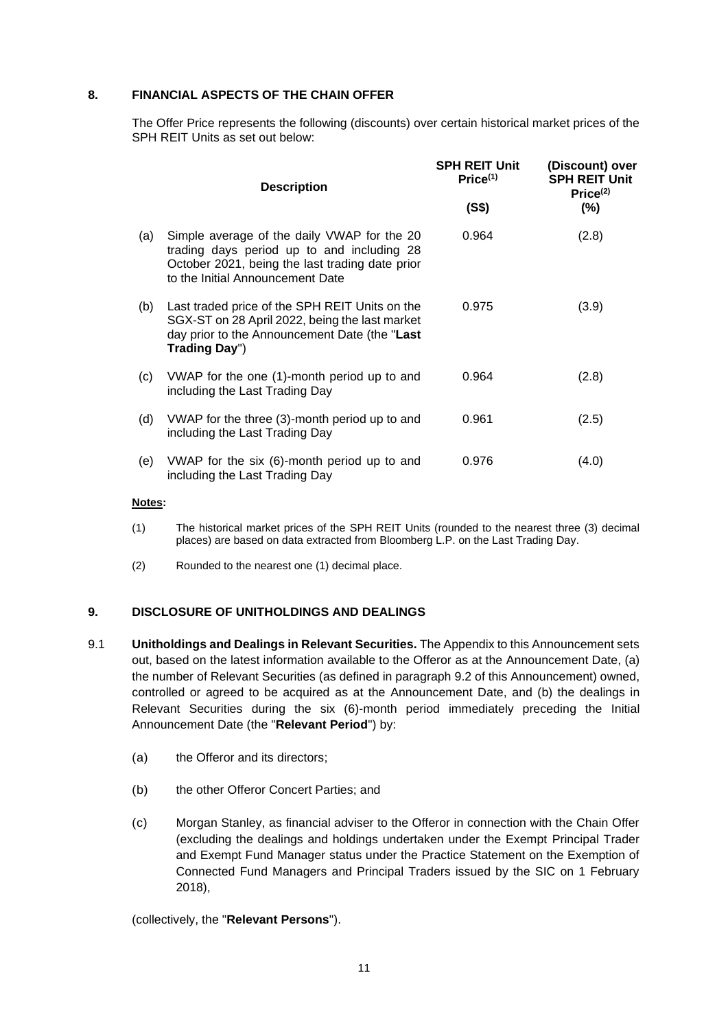## 8. FINANCIAL ASPECTS OF THE CHAIN OFFER

The Offer Price represents the following (discounts) over certain historical market prices of the SPH REIT Units as set out below:

| | Description | SPH REIT Unit Price[(1)] (S$) | (Discount) over SPH REIT Unit Price[(2)] (%) |
|---|---|---|---|
| (a) | Simple average of the daily VWAP for the 20 trading days period up to and including 28 October 2021, being the last trading date prior to the Initial Announcement Date | 0.964 | (2.8) |
| (b) | Last traded price of the SPH REIT Units on the SGX-ST on 28 April 2022, being the last market day prior to the Announcement Date (the "**Last Trading Day**") | 0.975 | (3.9) |
| (c) | VWAP for the one (1)-month period up to and including the Last Trading Day | 0.964 | (2.8) |
| (d) | VWAP for the three (3)-month period up to and including the Last Trading Day | 0.961 | (2.5) |
| (e) | VWAP for the six (6)-month period up to and including the Last Trading Day | 0.976 | (4.0) |

**Notes:**

(1) The historical market prices of the SPH REIT Units (rounded to the nearest three (3) decimal places) are based on data extracted from Bloomberg L.P. on the Last Trading Day.

(2) Rounded to the nearest one (1) decimal place.

## 9. DISCLOSURE OF UNITHOLDINGS AND DEALINGS

9.1 **Unitholdings and Dealings in Relevant Securities.** The Appendix to this Announcement sets out, based on the latest information available to the Offeror as at the Announcement Date, (a) the number of Relevant Securities (as defined in paragraph 9.2 of this Announcement) owned, controlled or agreed to be acquired as at the Announcement Date, and (b) the dealings in Relevant Securities during the six (6)-month period immediately preceding the Initial Announcement Date (the "**Relevant Period**") by:

(a) the Offeror and its directors;

(b) the other Offeror Concert Parties; and

(c) Morgan Stanley, as financial adviser to the Offeror in connection with the Chain Offer (excluding the dealings and holdings undertaken under the Exempt Principal Trader and Exempt Fund Manager status under the Practice Statement on the Exemption of Connected Fund Managers and Principal Traders issued by the SIC on 1 February 2018),

(collectively, the "**Relevant Persons**").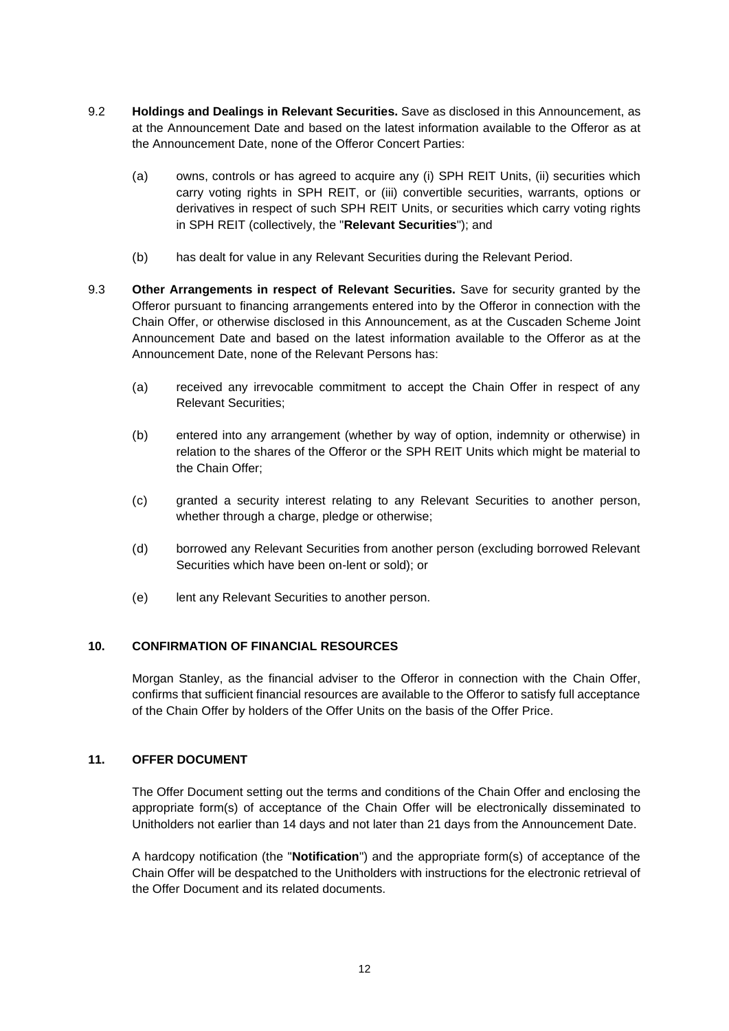9.2 **Holdings and Dealings in Relevant Securities.** Save as disclosed in this Announcement, as at the Announcement Date and based on the latest information available to the Offeror as at the Announcement Date, none of the Offeror Concert Parties:

(a) owns, controls or has agreed to acquire any (i) SPH REIT Units, (ii) securities which carry voting rights in SPH REIT, or (iii) convertible securities, warrants, options or derivatives in respect of such SPH REIT Units, or securities which carry voting rights in SPH REIT (collectively, the "**Relevant Securities**"); and

(b) has dealt for value in any Relevant Securities during the Relevant Period.

9.3 **Other Arrangements in respect of Relevant Securities.** Save for security granted by the Offeror pursuant to financing arrangements entered into by the Offeror in connection with the Chain Offer, or otherwise disclosed in this Announcement, as at the Cuscaden Scheme Joint Announcement Date and based on the latest information available to the Offeror as at the Announcement Date, none of the Relevant Persons has:

(a) received any irrevocable commitment to accept the Chain Offer in respect of any Relevant Securities;

(b) entered into any arrangement (whether by way of option, indemnity or otherwise) in relation to the shares of the Offeror or the SPH REIT Units which might be material to the Chain Offer;

(c) granted a security interest relating to any Relevant Securities to another person, whether through a charge, pledge or otherwise;

(d) borrowed any Relevant Securities from another person (excluding borrowed Relevant Securities which have been on-lent or sold); or

(e) lent any Relevant Securities to another person.

## 10. CONFIRMATION OF FINANCIAL RESOURCES

Morgan Stanley, as the financial adviser to the Offeror in connection with the Chain Offer, confirms that sufficient financial resources are available to the Offeror to satisfy full acceptance of the Chain Offer by holders of the Offer Units on the basis of the Offer Price.

## 11. OFFER DOCUMENT

The Offer Document setting out the terms and conditions of the Chain Offer and enclosing the appropriate form(s) of acceptance of the Chain Offer will be electronically disseminated to Unitholders not earlier than 14 days and not later than 21 days from the Announcement Date.

A hardcopy notification (the "**Notification**") and the appropriate form(s) of acceptance of the Chain Offer will be despatched to the Unitholders with instructions for the electronic retrieval of the Offer Document and its related documents.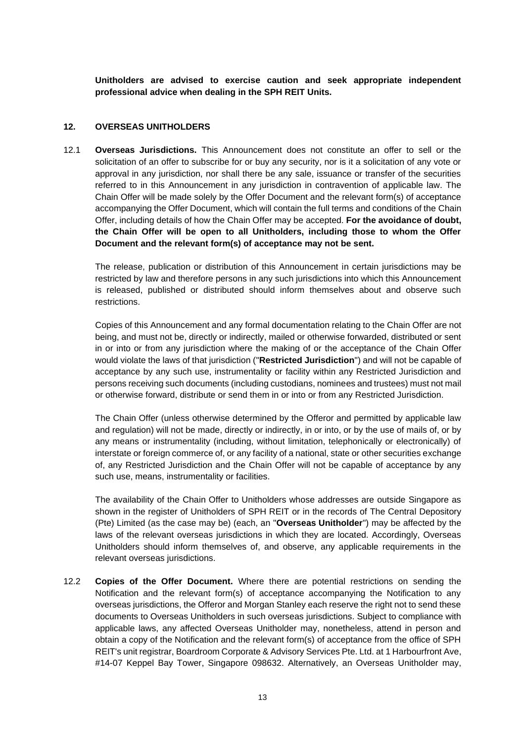**Unitholders are advised to exercise caution and seek appropriate independent professional advice when dealing in the SPH REIT Units.**

## 12. OVERSEAS UNITHOLDERS

12.1 **Overseas Jurisdictions.** This Announcement does not constitute an offer to sell or the solicitation of an offer to subscribe for or buy any security, nor is it a solicitation of any vote or approval in any jurisdiction, nor shall there be any sale, issuance or transfer of the securities referred to in this Announcement in any jurisdiction in contravention of applicable law. The Chain Offer will be made solely by the Offer Document and the relevant form(s) of acceptance accompanying the Offer Document, which will contain the full terms and conditions of the Chain Offer, including details of how the Chain Offer may be accepted. **For the avoidance of doubt, the Chain Offer will be open to all Unitholders, including those to whom the Offer Document and the relevant form(s) of acceptance may not be sent.**

The release, publication or distribution of this Announcement in certain jurisdictions may be restricted by law and therefore persons in any such jurisdictions into which this Announcement is released, published or distributed should inform themselves about and observe such restrictions.

Copies of this Announcement and any formal documentation relating to the Chain Offer are not being, and must not be, directly or indirectly, mailed or otherwise forwarded, distributed or sent in or into or from any jurisdiction where the making of or the acceptance of the Chain Offer would violate the laws of that jurisdiction ("**Restricted Jurisdiction**") and will not be capable of acceptance by any such use, instrumentality or facility within any Restricted Jurisdiction and persons receiving such documents (including custodians, nominees and trustees) must not mail or otherwise forward, distribute or send them in or into or from any Restricted Jurisdiction.

The Chain Offer (unless otherwise determined by the Offeror and permitted by applicable law and regulation) will not be made, directly or indirectly, in or into, or by the use of mails of, or by any means or instrumentality (including, without limitation, telephonically or electronically) of interstate or foreign commerce of, or any facility of a national, state or other securities exchange of, any Restricted Jurisdiction and the Chain Offer will not be capable of acceptance by any such use, means, instrumentality or facilities.

The availability of the Chain Offer to Unitholders whose addresses are outside Singapore as shown in the register of Unitholders of SPH REIT or in the records of The Central Depository (Pte) Limited (as the case may be) (each, an "**Overseas Unitholder**") may be affected by the laws of the relevant overseas jurisdictions in which they are located. Accordingly, Overseas Unitholders should inform themselves of, and observe, any applicable requirements in the relevant overseas jurisdictions.

12.2 **Copies of the Offer Document.** Where there are potential restrictions on sending the Notification and the relevant form(s) of acceptance accompanying the Notification to any overseas jurisdictions, the Offeror and Morgan Stanley each reserve the right not to send these documents to Overseas Unitholders in such overseas jurisdictions. Subject to compliance with applicable laws, any affected Overseas Unitholder may, nonetheless, attend in person and obtain a copy of the Notification and the relevant form(s) of acceptance from the office of SPH REIT's unit registrar, Boardroom Corporate & Advisory Services Pte. Ltd. at 1 Harbourfront Ave, #14-07 Keppel Bay Tower, Singapore 098632. Alternatively, an Overseas Unitholder may,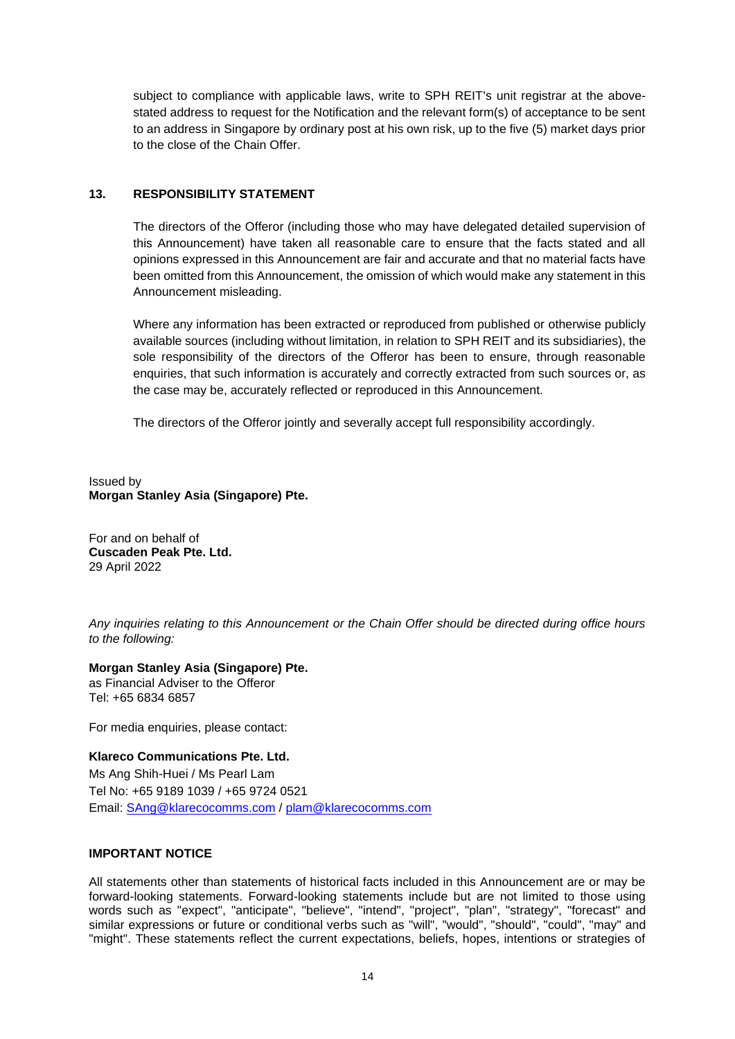subject to compliance with applicable laws, write to SPH REIT's unit registrar at the above-stated address to request for the Notification and the relevant form(s) of acceptance to be sent to an address in Singapore by ordinary post at his own risk, up to the five (5) market days prior to the close of the Chain Offer.

## 13. RESPONSIBILITY STATEMENT

The directors of the Offeror (including those who may have delegated detailed supervision of this Announcement) have taken all reasonable care to ensure that the facts stated and all opinions expressed in this Announcement are fair and accurate and that no material facts have been omitted from this Announcement, the omission of which would make any statement in this Announcement misleading.

Where any information has been extracted or reproduced from published or otherwise publicly available sources (including without limitation, in relation to SPH REIT and its subsidiaries), the sole responsibility of the directors of the Offeror has been to ensure, through reasonable enquiries, that such information is accurately and correctly extracted from such sources or, as the case may be, accurately reflected or reproduced in this Announcement.

The directors of the Offeror jointly and severally accept full responsibility accordingly.

Issued by
**Morgan Stanley Asia (Singapore) Pte.**

For and on behalf of
**Cuscaden Peak Pte. Ltd.**
29 April 2022

*Any inquiries relating to this Announcement or the Chain Offer should be directed during office hours to the following:*

**Morgan Stanley Asia (Singapore) Pte.**
as Financial Adviser to the Offeror
Tel: +65 6834 6857

For media enquiries, please contact:

**Klareco Communications Pte. Ltd.**
Ms Ang Shih-Huei / Ms Pearl Lam
Tel No: +65 9189 1039 / +65 9724 0521
Email: SAng@klarecocomms.com / plam@klarecocomms.com

**IMPORTANT NOTICE**

All statements other than statements of historical facts included in this Announcement are or may be forward-looking statements. Forward-looking statements include but are not limited to those using words such as "expect", "anticipate", "believe", "intend", "project", "plan", "strategy", "forecast" and similar expressions or future or conditional verbs such as "will", "would", "should", "could", "may" and "might". These statements reflect the current expectations, beliefs, hopes, intentions or strategies of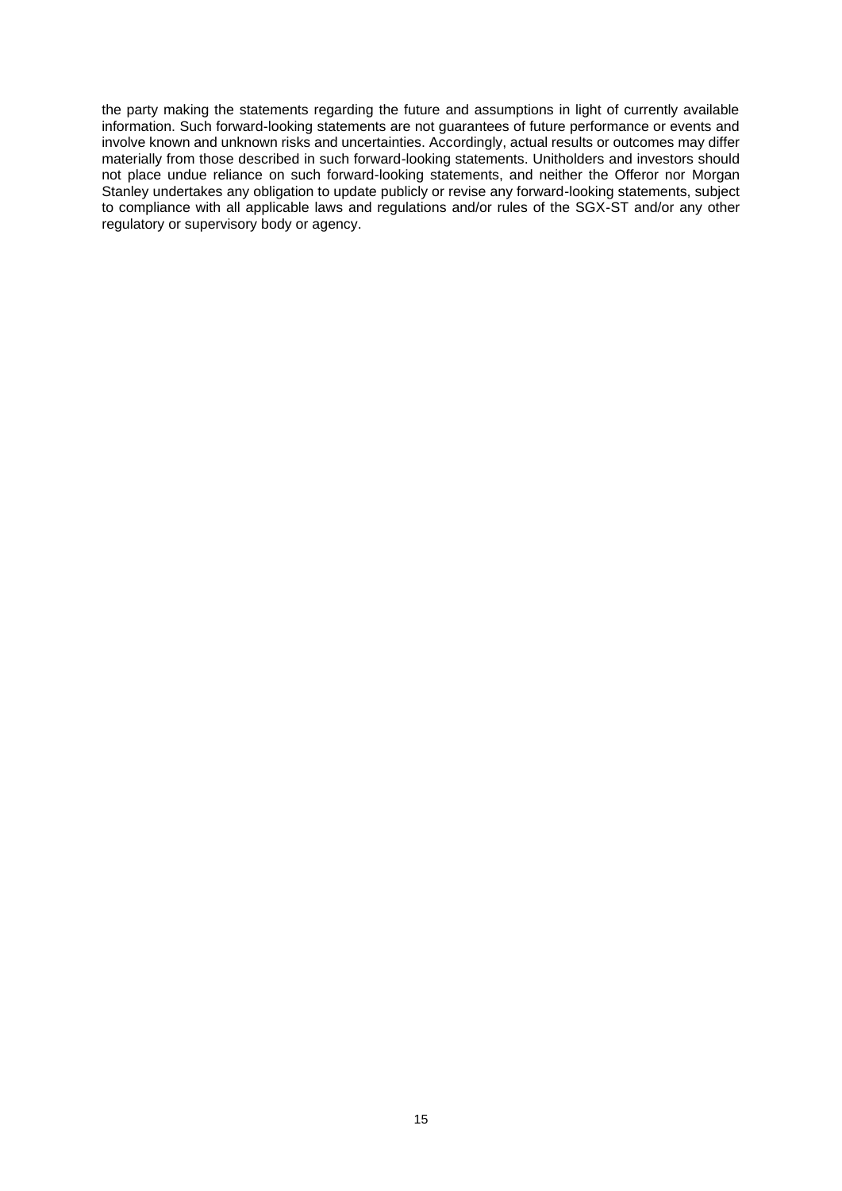the party making the statements regarding the future and assumptions in light of currently available information. Such forward-looking statements are not guarantees of future performance or events and involve known and unknown risks and uncertainties. Accordingly, actual results or outcomes may differ materially from those described in such forward-looking statements. Unitholders and investors should not place undue reliance on such forward-looking statements, and neither the Offeror nor Morgan Stanley undertakes any obligation to update publicly or revise any forward-looking statements, subject to compliance with all applicable laws and regulations and/or rules of the SGX-ST and/or any other regulatory or supervisory body or agency.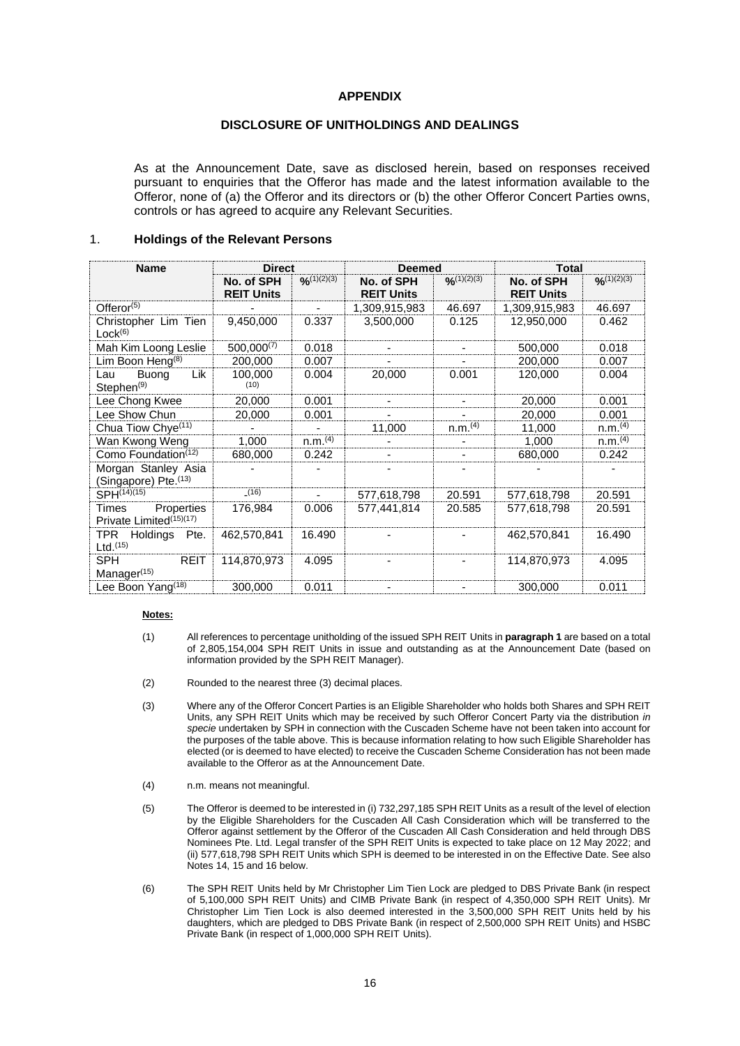**APPENDIX**

**DISCLOSURE OF UNITHOLDINGS AND DEALINGS**

As at the Announcement Date, save as disclosed herein, based on responses received pursuant to enquiries that the Offeror has made and the latest information available to the Offeror, none of (a) the Offeror and its directors or (b) the other Offeror Concert Parties owns, controls or has agreed to acquire any Relevant Securities.

1. **Holdings of the Relevant Persons**

| Name | Direct | | Deemed | | Total | |
|---|---|---|---|---|---|---|
| | **No. of SPH REIT Units** | **%**(1)(2)(3) | **No. of SPH REIT Units** | **%**(1)(2)(3) | **No. of SPH REIT Units** | **%**(1)(2)(3) |
| Offeror(5) | - | - | 1,309,915,983 | 46.697 | 1,309,915,983 | 46.697 |
| Christopher Lim Tien Lock(6) | 9,450,000 | 0.337 | 3,500,000 | 0.125 | 12,950,000 | 0.462 |
| Mah Kim Loong Leslie | 500,000(7) | 0.018 | - | - | 500,000 | 0.018 |
| Lim Boon Heng(8) | 200,000 | 0.007 | - | - | 200,000 | 0.007 |
| Lau Buong Lik Stephen(9) | 100,000 (10) | 0.004 | 20,000 | 0.001 | 120,000 | 0.004 |
| Lee Chong Kwee | 20,000 | 0.001 | - | - | 20,000 | 0.001 |
| Lee Show Chun | 20,000 | 0.001 | - | - | 20,000 | 0.001 |
| Chua Tiow Chye(11) | - | - | 11,000 | n.m.(4) | 11,000 | n.m.(4) |
| Wan Kwong Weng | 1,000 | n.m.(4) | - | - | 1,000 | n.m.(4) |
| Como Foundation(12) | 680,000 | 0.242 | - | - | 680,000 | 0.242 |
| Morgan Stanley Asia (Singapore) Pte.(13) | - | - | - | - | - | - |
| SPH(14)(15) | -(16) | - | 577,618,798 | 20.591 | 577,618,798 | 20.591 |
| Times Properties Private Limited(15)(17) | 176,984 | 0.006 | 577,441,814 | 20.585 | 577,618,798 | 20.591 |
| TPR Holdings Pte. Ltd.(15) | 462,570,841 | 16.490 | - | - | 462,570,841 | 16.490 |
| SPH REIT Manager(15) | 114,870,973 | 4.095 | - | - | 114,870,973 | 4.095 |
| Lee Boon Yang(18) | 300,000 | 0.011 | - | - | 300,000 | 0.011 |

**Notes:**

(1) All references to percentage unitholding of the issued SPH REIT Units in **paragraph 1** are based on a total of 2,805,154,004 SPH REIT Units in issue and outstanding as at the Announcement Date (based on information provided by the SPH REIT Manager).

(2) Rounded to the nearest three (3) decimal places.

(3) Where any of the Offeror Concert Parties is an Eligible Shareholder who holds both Shares and SPH REIT Units, any SPH REIT Units which may be received by such Offeror Concert Party via the distribution *in specie* undertaken by SPH in connection with the Cuscaden Scheme have not been taken into account for the purposes of the table above. This is because information relating to how such Eligible Shareholder has elected (or is deemed to have elected) to receive the Cuscaden Scheme Consideration has not been made available to the Offeror as at the Announcement Date.

(4) n.m. means not meaningful.

(5) The Offeror is deemed to be interested in (i) 732,297,185 SPH REIT Units as a result of the level of election by the Eligible Shareholders for the Cuscaden All Cash Consideration which will be transferred to the Offeror against settlement by the Offeror of the Cuscaden All Cash Consideration and held through DBS Nominees Pte. Ltd. Legal transfer of the SPH REIT Units is expected to take place on 12 May 2022; and (ii) 577,618,798 SPH REIT Units which SPH is deemed to be interested in on the Effective Date. See also Notes 14, 15 and 16 below.

(6) The SPH REIT Units held by Mr Christopher Lim Tien Lock are pledged to DBS Private Bank (in respect of 5,100,000 SPH REIT Units) and CIMB Private Bank (in respect of 4,350,000 SPH REIT Units). Mr Christopher Lim Tien Lock is also deemed interested in the 3,500,000 SPH REIT Units held by his daughters, which are pledged to DBS Private Bank (in respect of 2,500,000 SPH REIT Units) and HSBC Private Bank (in respect of 1,000,000 SPH REIT Units).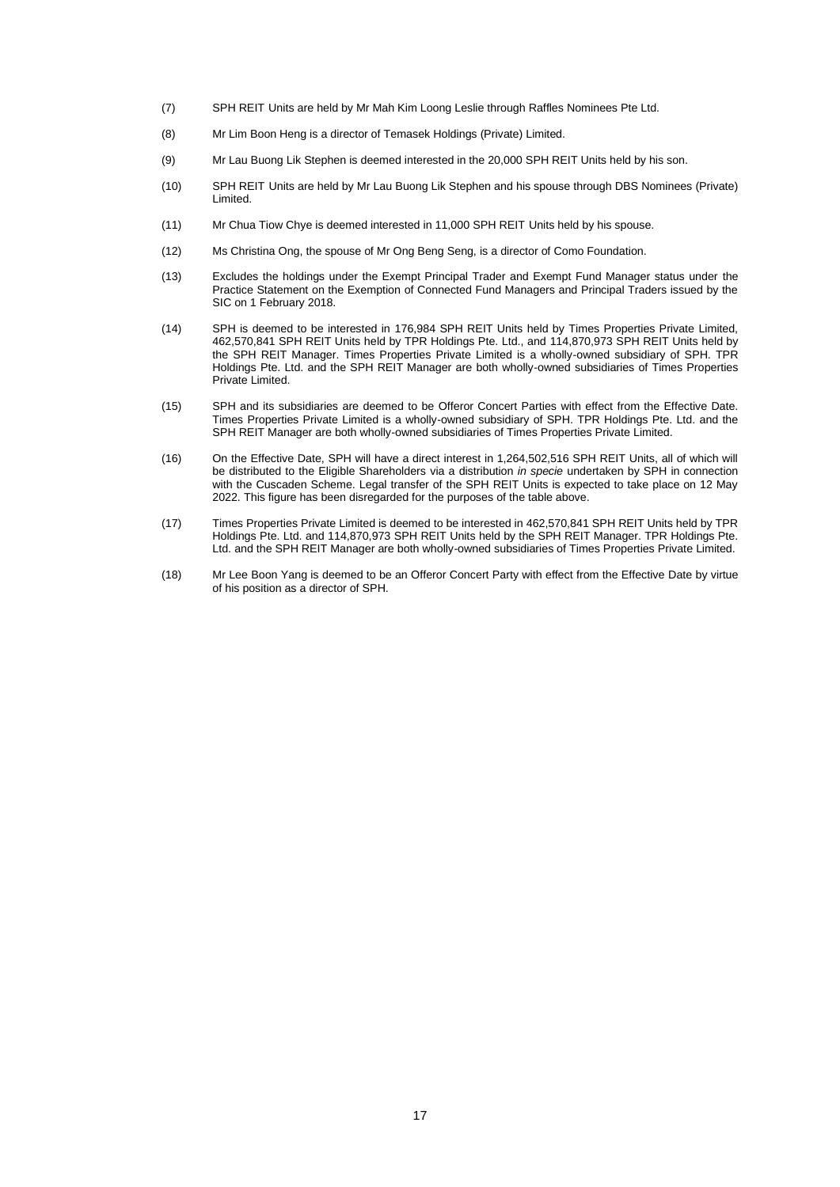(7) SPH REIT Units are held by Mr Mah Kim Loong Leslie through Raffles Nominees Pte Ltd.

(8) Mr Lim Boon Heng is a director of Temasek Holdings (Private) Limited.

(9) Mr Lau Buong Lik Stephen is deemed interested in the 20,000 SPH REIT Units held by his son.

(10) SPH REIT Units are held by Mr Lau Buong Lik Stephen and his spouse through DBS Nominees (Private) Limited.

(11) Mr Chua Tiow Chye is deemed interested in 11,000 SPH REIT Units held by his spouse.

(12) Ms Christina Ong, the spouse of Mr Ong Beng Seng, is a director of Como Foundation.

(13) Excludes the holdings under the Exempt Principal Trader and Exempt Fund Manager status under the Practice Statement on the Exemption of Connected Fund Managers and Principal Traders issued by the SIC on 1 February 2018.

(14) SPH is deemed to be interested in 176,984 SPH REIT Units held by Times Properties Private Limited, 462,570,841 SPH REIT Units held by TPR Holdings Pte. Ltd., and 114,870,973 SPH REIT Units held by the SPH REIT Manager. Times Properties Private Limited is a wholly-owned subsidiary of SPH. TPR Holdings Pte. Ltd. and the SPH REIT Manager are both wholly-owned subsidiaries of Times Properties Private Limited.

(15) SPH and its subsidiaries are deemed to be Offeror Concert Parties with effect from the Effective Date. Times Properties Private Limited is a wholly-owned subsidiary of SPH. TPR Holdings Pte. Ltd. and the SPH REIT Manager are both wholly-owned subsidiaries of Times Properties Private Limited.

(16) On the Effective Date, SPH will have a direct interest in 1,264,502,516 SPH REIT Units, all of which will be distributed to the Eligible Shareholders via a distribution *in specie* undertaken by SPH in connection with the Cuscaden Scheme. Legal transfer of the SPH REIT Units is expected to take place on 12 May 2022. This figure has been disregarded for the purposes of the table above.

(17) Times Properties Private Limited is deemed to be interested in 462,570,841 SPH REIT Units held by TPR Holdings Pte. Ltd. and 114,870,973 SPH REIT Units held by the SPH REIT Manager. TPR Holdings Pte. Ltd. and the SPH REIT Manager are both wholly-owned subsidiaries of Times Properties Private Limited.

(18) Mr Lee Boon Yang is deemed to be an Offeror Concert Party with effect from the Effective Date by virtue of his position as a director of SPH.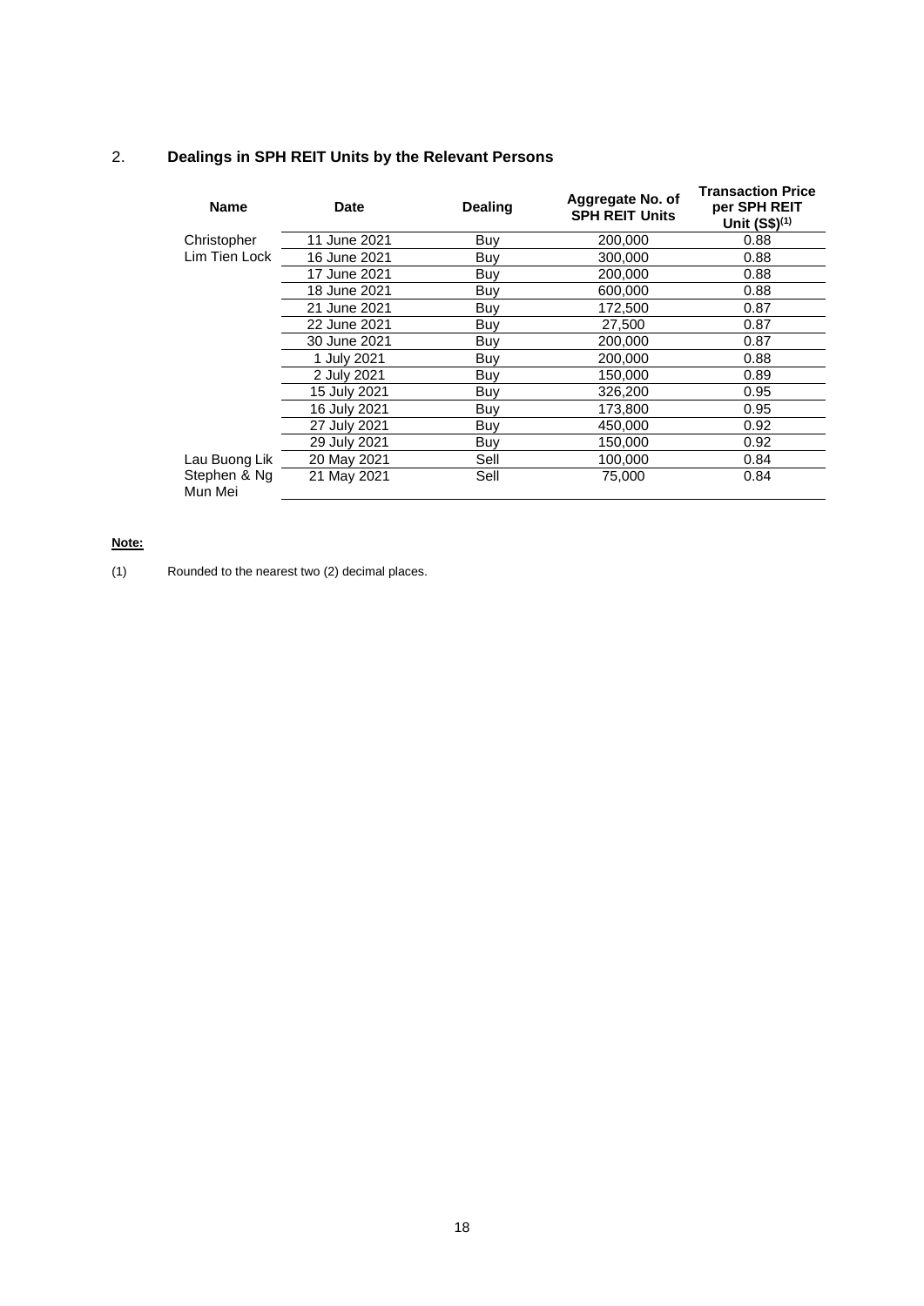## 2. **Dealings in SPH REIT Units by the Relevant Persons**

| Name | Date | Dealing | Aggregate No. of SPH REIT Units | Transaction Price per SPH REIT Unit (S$)[(1)] |
|---|---|---|---|---|
| Christopher Lim Tien Lock | 11 June 2021 | Buy | 200,000 | 0.88 |
| | 16 June 2021 | Buy | 300,000 | 0.88 |
| | 17 June 2021 | Buy | 200,000 | 0.88 |
| | 18 June 2021 | Buy | 600,000 | 0.88 |
| | 21 June 2021 | Buy | 172,500 | 0.87 |
| | 22 June 2021 | Buy | 27,500 | 0.87 |
| | 30 June 2021 | Buy | 200,000 | 0.87 |
| | 1 July 2021 | Buy | 200,000 | 0.88 |
| | 2 July 2021 | Buy | 150,000 | 0.89 |
| | 15 July 2021 | Buy | 326,200 | 0.95 |
| | 16 July 2021 | Buy | 173,800 | 0.95 |
| | 27 July 2021 | Buy | 450,000 | 0.92 |
| | 29 July 2021 | Buy | 150,000 | 0.92 |
| Lau Buong Lik Stephen & Ng Mun Mei | 20 May 2021 | Sell | 100,000 | 0.84 |
| | 21 May 2021 | Sell | 75,000 | 0.84 |

**Note:**

(1) Rounded to the nearest two (2) decimal places.